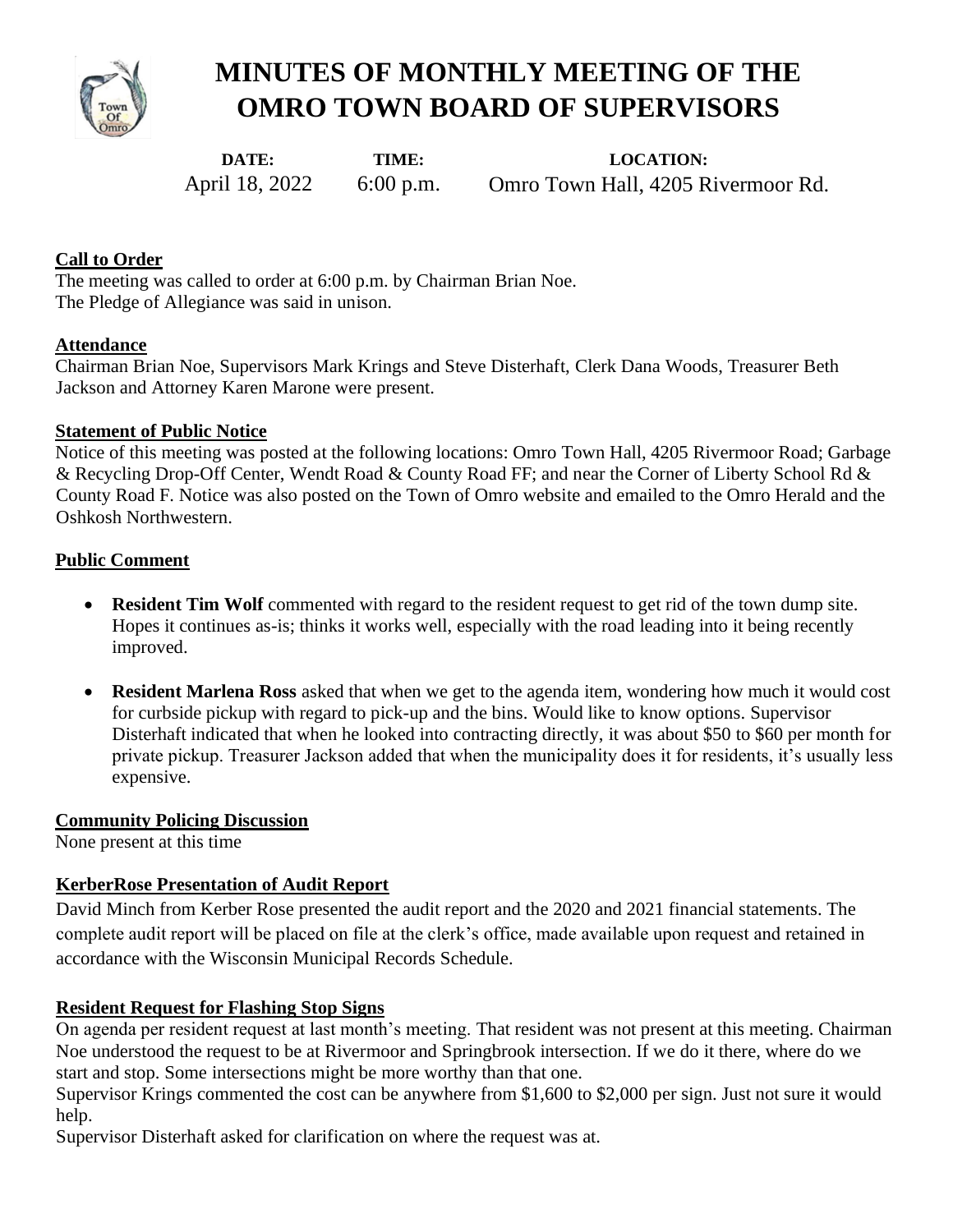# MINUTES OF MONTHLY MEETING OF THE OMRO TOWN BOARD OF SUPERVISORS

| DATE: | TIME: | LOCATION: |
| --- | --- | --- |
| April 18, 2022 | 6:00 p.m. | Omro Town Hall, 4205 Rivermoor Rd. |

## Call to Order

The meeting was called to order at 6:00 p.m. by Chairman Brian Noe.
The Pledge of Allegiance was said in unison.

## Attendance

Chairman Brian Noe, Supervisors Mark Krings and Steve Disterhaft, Clerk Dana Woods, Treasurer Beth Jackson and Attorney Karen Marone were present.

## Statement of Public Notice

Notice of this meeting was posted at the following locations: Omro Town Hall, 4205 Rivermoor Road; Garbage & Recycling Drop-Off Center, Wendt Road & County Road FF; and near the Corner of Liberty School Rd & County Road F. Notice was also posted on the Town of Omro website and emailed to the Omro Herald and the Oshkosh Northwestern.

## Public Comment

- **Resident Tim Wolf** commented with regard to the resident request to get rid of the town dump site. Hopes it continues as-is; thinks it works well, especially with the road leading into it being recently improved.
- **Resident Marlena Ross** asked that when we get to the agenda item, wondering how much it would cost for curbside pickup with regard to pick-up and the bins. Would like to know options. Supervisor Disterhaft indicated that when he looked into contracting directly, it was about $50 to $60 per month for private pickup. Treasurer Jackson added that when the municipality does it for residents, it's usually less expensive.

## Community Policing Discussion

None present at this time

## KerberRose Presentation of Audit Report

David Minch from Kerber Rose presented the audit report and the 2020 and 2021 financial statements. The complete audit report will be placed on file at the clerk's office, made available upon request and retained in accordance with the Wisconsin Municipal Records Schedule.

## Resident Request for Flashing Stop Signs

On agenda per resident request at last month's meeting. That resident was not present at this meeting. Chairman Noe understood the request to be at Rivermoor and Springbrook intersection. If we do it there, where do we start and stop. Some intersections might be more worthy than that one.

Supervisor Krings commented the cost can be anywhere from $1,600 to $2,000 per sign. Just not sure it would help.

Supervisor Disterhaft asked for clarification on where the request was at.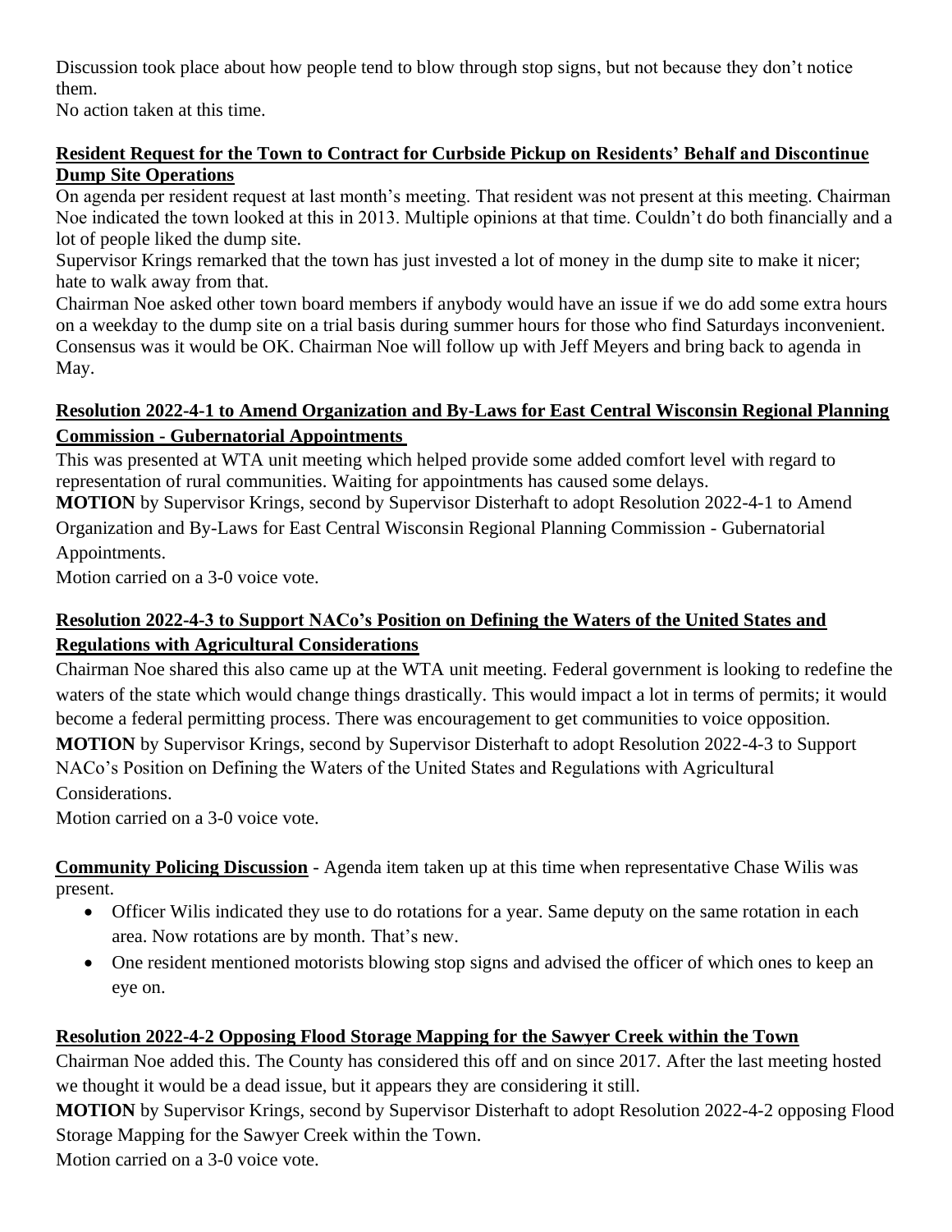Discussion took place about how people tend to blow through stop signs, but not because they don't notice them.
No action taken at this time.

**Resident Request for the Town to Contract for Curbside Pickup on Residents' Behalf and Discontinue Dump Site Operations**

On agenda per resident request at last month's meeting. That resident was not present at this meeting. Chairman Noe indicated the town looked at this in 2013. Multiple opinions at that time. Couldn't do both financially and a lot of people liked the dump site.
Supervisor Krings remarked that the town has just invested a lot of money in the dump site to make it nicer; hate to walk away from that.
Chairman Noe asked other town board members if anybody would have an issue if we do add some extra hours on a weekday to the dump site on a trial basis during summer hours for those who find Saturdays inconvenient. Consensus was it would be OK. Chairman Noe will follow up with Jeff Meyers and bring back to agenda in May.

**Resolution 2022-4-1 to Amend Organization and By-Laws for East Central Wisconsin Regional Planning Commission - Gubernatorial Appointments**

This was presented at WTA unit meeting which helped provide some added comfort level with regard to representation of rural communities. Waiting for appointments has caused some delays.
**MOTION** by Supervisor Krings, second by Supervisor Disterhaft to adopt Resolution 2022-4-1 to Amend Organization and By-Laws for East Central Wisconsin Regional Planning Commission - Gubernatorial Appointments.
Motion carried on a 3-0 voice vote.

**Resolution 2022-4-3 to Support NACo's Position on Defining the Waters of the United States and Regulations with Agricultural Considerations**

Chairman Noe shared this also came up at the WTA unit meeting. Federal government is looking to redefine the waters of the state which would change things drastically. This would impact a lot in terms of permits; it would become a federal permitting process. There was encouragement to get communities to voice opposition.
**MOTION** by Supervisor Krings, second by Supervisor Disterhaft to adopt Resolution 2022-4-3 to Support NACo's Position on Defining the Waters of the United States and Regulations with Agricultural Considerations.
Motion carried on a 3-0 voice vote.

**Community Policing Discussion** - Agenda item taken up at this time when representative Chase Wilis was present.

- Officer Wilis indicated they use to do rotations for a year. Same deputy on the same rotation in each area. Now rotations are by month. That's new.
- One resident mentioned motorists blowing stop signs and advised the officer of which ones to keep an eye on.

**Resolution 2022-4-2 Opposing Flood Storage Mapping for the Sawyer Creek within the Town**

Chairman Noe added this. The County has considered this off and on since 2017. After the last meeting hosted we thought it would be a dead issue, but it appears they are considering it still.
**MOTION** by Supervisor Krings, second by Supervisor Disterhaft to adopt Resolution 2022-4-2 opposing Flood Storage Mapping for the Sawyer Creek within the Town.
Motion carried on a 3-0 voice vote.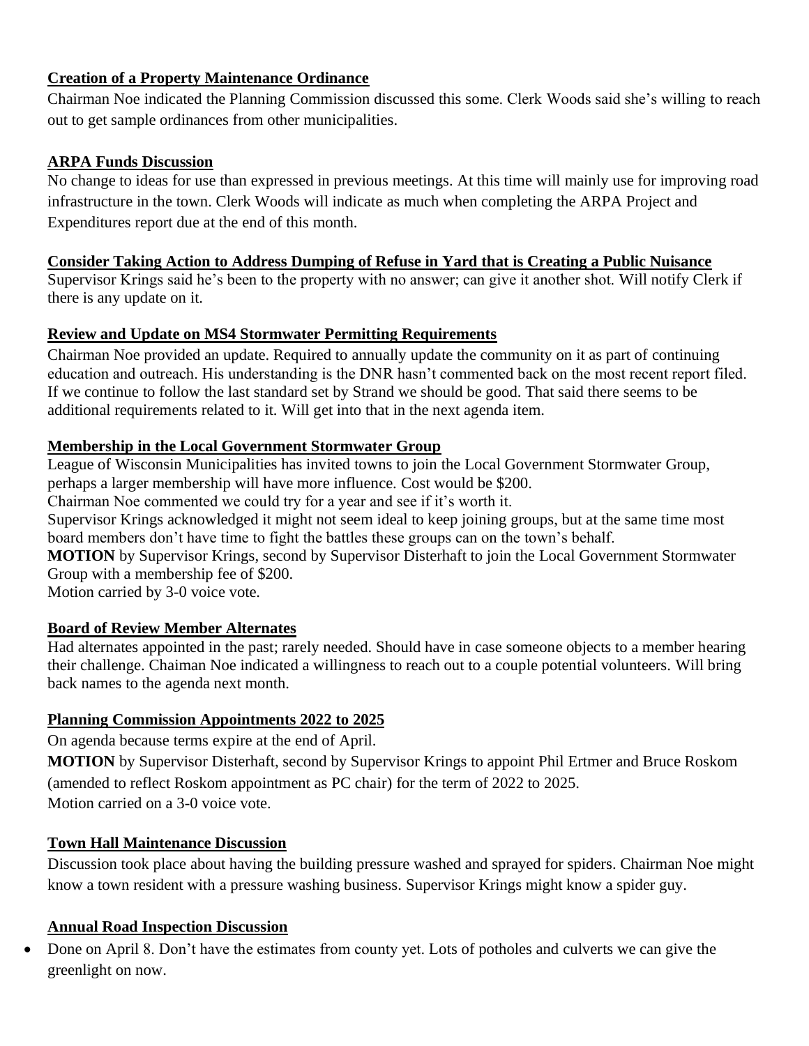**Creation of a Property Maintenance Ordinance**

Chairman Noe indicated the Planning Commission discussed this some. Clerk Woods said she's willing to reach out to get sample ordinances from other municipalities.

**ARPA Funds Discussion**

No change to ideas for use than expressed in previous meetings. At this time will mainly use for improving road infrastructure in the town. Clerk Woods will indicate as much when completing the ARPA Project and Expenditures report due at the end of this month.

**Consider Taking Action to Address Dumping of Refuse in Yard that is Creating a Public Nuisance**

Supervisor Krings said he's been to the property with no answer; can give it another shot. Will notify Clerk if there is any update on it.

**Review and Update on MS4 Stormwater Permitting Requirements**

Chairman Noe provided an update. Required to annually update the community on it as part of continuing education and outreach. His understanding is the DNR hasn't commented back on the most recent report filed. If we continue to follow the last standard set by Strand we should be good. That said there seems to be additional requirements related to it. Will get into that in the next agenda item.

**Membership in the Local Government Stormwater Group**

League of Wisconsin Municipalities has invited towns to join the Local Government Stormwater Group, perhaps a larger membership will have more influence. Cost would be $200.

Chairman Noe commented we could try for a year and see if it's worth it.

Supervisor Krings acknowledged it might not seem ideal to keep joining groups, but at the same time most board members don't have time to fight the battles these groups can on the town's behalf.

**MOTION** by Supervisor Krings, second by Supervisor Disterhaft to join the Local Government Stormwater Group with a membership fee of $200.

Motion carried by 3-0 voice vote.

**Board of Review Member Alternates**

Had alternates appointed in the past; rarely needed. Should have in case someone objects to a member hearing their challenge. Chaiman Noe indicated a willingness to reach out to a couple potential volunteers. Will bring back names to the agenda next month.

**Planning Commission Appointments 2022 to 2025**

On agenda because terms expire at the end of April.

**MOTION** by Supervisor Disterhaft, second by Supervisor Krings to appoint Phil Ertmer and Bruce Roskom (amended to reflect Roskom appointment as PC chair) for the term of 2022 to 2025.

Motion carried on a 3-0 voice vote.

**Town Hall Maintenance Discussion**

Discussion took place about having the building pressure washed and sprayed for spiders. Chairman Noe might know a town resident with a pressure washing business. Supervisor Krings might know a spider guy.

**Annual Road Inspection Discussion**

- Done on April 8. Don't have the estimates from county yet. Lots of potholes and culverts we can give the greenlight on now.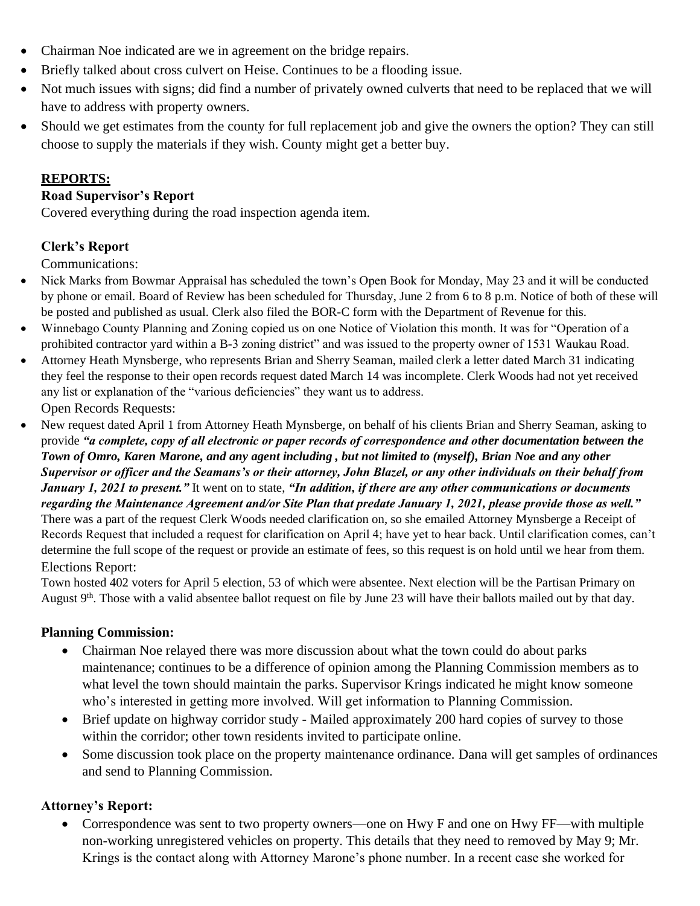- Chairman Noe indicated are we in agreement on the bridge repairs.
- Briefly talked about cross culvert on Heise. Continues to be a flooding issue.
- Not much issues with signs; did find a number of privately owned culverts that need to be replaced that we will have to address with property owners.
- Should we get estimates from the county for full replacement job and give the owners the option? They can still choose to supply the materials if they wish. County might get a better buy.

**REPORTS:**

**Road Supervisor's Report**

Covered everything during the road inspection agenda item.

**Clerk's Report**

Communications:

- Nick Marks from Bowmar Appraisal has scheduled the town's Open Book for Monday, May 23 and it will be conducted by phone or email. Board of Review has been scheduled for Thursday, June 2 from 6 to 8 p.m. Notice of both of these will be posted and published as usual. Clerk also filed the BOR-C form with the Department of Revenue for this.
- Winnebago County Planning and Zoning copied us on one Notice of Violation this month. It was for "Operation of a prohibited contractor yard within a B-3 zoning district" and was issued to the property owner of 1531 Waukau Road.
- Attorney Heath Mynsberge, who represents Brian and Sherry Seaman, mailed clerk a letter dated March 31 indicating they feel the response to their open records request dated March 14 was incomplete. Clerk Woods had not yet received any list or explanation of the "various deficiencies" they want us to address.

Open Records Requests:

- New request dated April 1 from Attorney Heath Mynsberge, on behalf of his clients Brian and Sherry Seaman, asking to provide ***"a complete, copy of all electronic or paper records of correspondence and other documentation between the Town of Omro, Karen Marone, and any agent including , but not limited to (myself), Brian Noe and any other Supervisor or officer and the Seamans's or their attorney, John Blazel, or any other individuals on their behalf from January 1, 2021 to present."*** It went on to state, ***"In addition, if there are any other communications or documents regarding the Maintenance Agreement and/or Site Plan that predate January 1, 2021, please provide those as well."*** There was a part of the request Clerk Woods needed clarification on, so she emailed Attorney Mynsberge a Receipt of Records Request that included a request for clarification on April 4; have yet to hear back. Until clarification comes, can't determine the full scope of the request or provide an estimate of fees, so this request is on hold until we hear from them.

Elections Report:

Town hosted 402 voters for April 5 election, 53 of which were absentee. Next election will be the Partisan Primary on August 9th. Those with a valid absentee ballot request on file by June 23 will have their ballots mailed out by that day.

**Planning Commission:**

- Chairman Noe relayed there was more discussion about what the town could do about parks maintenance; continues to be a difference of opinion among the Planning Commission members as to what level the town should maintain the parks. Supervisor Krings indicated he might know someone who's interested in getting more involved. Will get information to Planning Commission.
- Brief update on highway corridor study - Mailed approximately 200 hard copies of survey to those within the corridor; other town residents invited to participate online.
- Some discussion took place on the property maintenance ordinance. Dana will get samples of ordinances and send to Planning Commission.

**Attorney's Report:**

- Correspondence was sent to two property owners—one on Hwy F and one on Hwy FF—with multiple non-working unregistered vehicles on property. This details that they need to removed by May 9; Mr. Krings is the contact along with Attorney Marone's phone number. In a recent case she worked for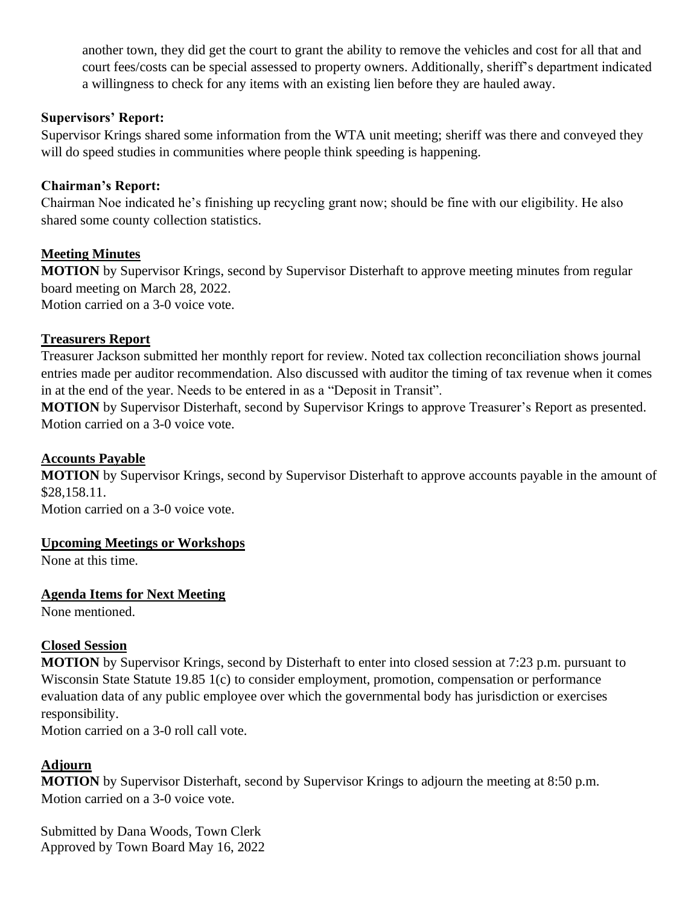another town, they did get the court to grant the ability to remove the vehicles and cost for all that and court fees/costs can be special assessed to property owners. Additionally, sheriff's department indicated a willingness to check for any items with an existing lien before they are hauled away.

**Supervisors' Report:**
Supervisor Krings shared some information from the WTA unit meeting; sheriff was there and conveyed they will do speed studies in communities where people think speeding is happening.

**Chairman's Report:**
Chairman Noe indicated he's finishing up recycling grant now; should be fine with our eligibility. He also shared some county collection statistics.

**Meeting Minutes**

**MOTION** by Supervisor Krings, second by Supervisor Disterhaft to approve meeting minutes from regular board meeting on March 28, 2022.
Motion carried on a 3-0 voice vote.

**Treasurers Report**

Treasurer Jackson submitted her monthly report for review. Noted tax collection reconciliation shows journal entries made per auditor recommendation. Also discussed with auditor the timing of tax revenue when it comes in at the end of the year. Needs to be entered in as a "Deposit in Transit".

**MOTION** by Supervisor Disterhaft, second by Supervisor Krings to approve Treasurer's Report as presented.
Motion carried on a 3-0 voice vote.

**Accounts Payable**

**MOTION** by Supervisor Krings, second by Supervisor Disterhaft to approve accounts payable in the amount of $28,158.11.
Motion carried on a 3-0 voice vote.

**Upcoming Meetings or Workshops**

None at this time.

**Agenda Items for Next Meeting**

None mentioned.

**Closed Session**

**MOTION** by Supervisor Krings, second by Disterhaft to enter into closed session at 7:23 p.m. pursuant to Wisconsin State Statute 19.85 1(c) to consider employment, promotion, compensation or performance evaluation data of any public employee over which the governmental body has jurisdiction or exercises responsibility.
Motion carried on a 3-0 roll call vote.

**Adjourn**

**MOTION** by Supervisor Disterhaft, second by Supervisor Krings to adjourn the meeting at 8:50 p.m.
Motion carried on a 3-0 voice vote.

Submitted by Dana Woods, Town Clerk
Approved by Town Board May 16, 2022